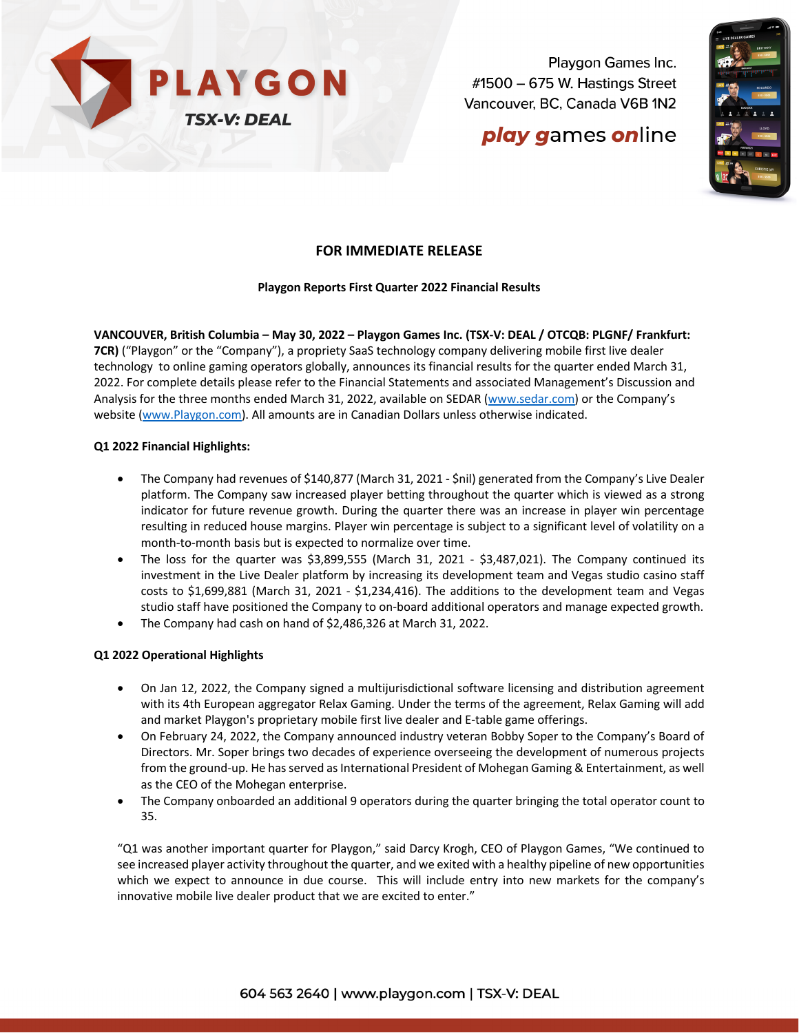PLAYGON

TSX-V: DEAL

Playgon Games Inc.
#1500 – 675 W. Hastings Street
Vancouver, BC, Canada V6B 1N2

***play** games **on**line*

## FOR IMMEDIATE RELEASE

### Playgon Reports First Quarter 2022 Financial Results

**VANCOUVER, British Columbia – May 30, 2022 – Playgon Games Inc. (TSX-V: DEAL / OTCQB: PLGNF/ Frankfurt: 7CR)** ("Playgon" or the "Company"), a propriety SaaS technology company delivering mobile first live dealer technology to online gaming operators globally, announces its financial results for the quarter ended March 31, 2022. For complete details please refer to the Financial Statements and associated Management's Discussion and Analysis for the three months ended March 31, 2022, available on SEDAR (www.sedar.com) or the Company's website (www.Playgon.com). All amounts are in Canadian Dollars unless otherwise indicated.

**Q1 2022 Financial Highlights:**

- The Company had revenues of $140,877 (March 31, 2021 - $nil) generated from the Company's Live Dealer platform. The Company saw increased player betting throughout the quarter which is viewed as a strong indicator for future revenue growth. During the quarter there was an increase in player win percentage resulting in reduced house margins. Player win percentage is subject to a significant level of volatility on a month-to-month basis but is expected to normalize over time.
- The loss for the quarter was $3,899,555 (March 31, 2021 - $3,487,021). The Company continued its investment in the Live Dealer platform by increasing its development team and Vegas studio casino staff costs to $1,699,881 (March 31, 2021 - $1,234,416). The additions to the development team and Vegas studio staff have positioned the Company to on-board additional operators and manage expected growth.
- The Company had cash on hand of $2,486,326 at March 31, 2022.

**Q1 2022 Operational Highlights**

- On Jan 12, 2022, the Company signed a multijurisdictional software licensing and distribution agreement with its 4th European aggregator Relax Gaming. Under the terms of the agreement, Relax Gaming will add and market Playgon's proprietary mobile first live dealer and E-table game offerings.
- On February 24, 2022, the Company announced industry veteran Bobby Soper to the Company's Board of Directors. Mr. Soper brings two decades of experience overseeing the development of numerous projects from the ground-up. He has served as International President of Mohegan Gaming & Entertainment, as well as the CEO of the Mohegan enterprise.
- The Company onboarded an additional 9 operators during the quarter bringing the total operator count to 35.

"Q1 was another important quarter for Playgon," said Darcy Krogh, CEO of Playgon Games, "We continued to see increased player activity throughout the quarter, and we exited with a healthy pipeline of new opportunities which we expect to announce in due course. This will include entry into new markets for the company's innovative mobile live dealer product that we are excited to enter."

604 563 2640 | www.playgon.com | TSX-V: DEAL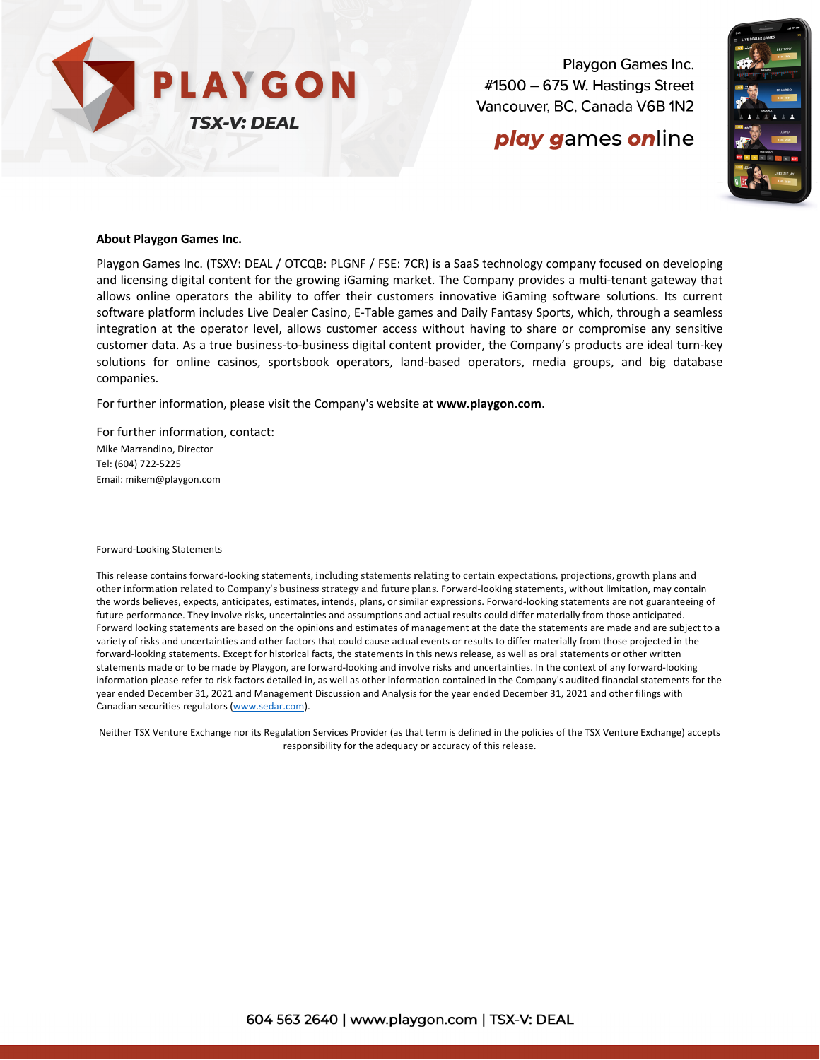**About Playgon Games Inc.**

Playgon Games Inc. (TSXV: DEAL / OTCQB: PLGNF / FSE: 7CR) is a SaaS technology company focused on developing and licensing digital content for the growing iGaming market. The Company provides a multi-tenant gateway that allows online operators the ability to offer their customers innovative iGaming software solutions. Its current software platform includes Live Dealer Casino, E-Table games and Daily Fantasy Sports, which, through a seamless integration at the operator level, allows customer access without having to share or compromise any sensitive customer data. As a true business-to-business digital content provider, the Company's products are ideal turn-key solutions for online casinos, sportsbook operators, land-based operators, media groups, and big database companies.

For further information, please visit the Company's website at **www.playgon.com**.

For further information, contact:
Mike Marrandino, Director
Tel: (604) 722-5225
Email: mikem@playgon.com

Forward-Looking Statements

This release contains forward-looking statements, including statements relating to certain expectations, projections, growth plans and other information related to Company's business strategy and future plans. Forward-looking statements, without limitation, may contain the words believes, expects, anticipates, estimates, intends, plans, or similar expressions. Forward-looking statements are not guaranteeing of future performance. They involve risks, uncertainties and assumptions and actual results could differ materially from those anticipated. Forward looking statements are based on the opinions and estimates of management at the date the statements are made and are subject to a variety of risks and uncertainties and other factors that could cause actual events or results to differ materially from those projected in the forward-looking statements. Except for historical facts, the statements in this news release, as well as oral statements or other written statements made or to be made by Playgon, are forward-looking and involve risks and uncertainties. In the context of any forward-looking information please refer to risk factors detailed in, as well as other information contained in the Company's audited financial statements for the year ended December 31, 2021 and Management Discussion and Analysis for the year ended December 31, 2021 and other filings with Canadian securities regulators (www.sedar.com).

Neither TSX Venture Exchange nor its Regulation Services Provider (as that term is defined in the policies of the TSX Venture Exchange) accepts responsibility for the adequacy or accuracy of this release.